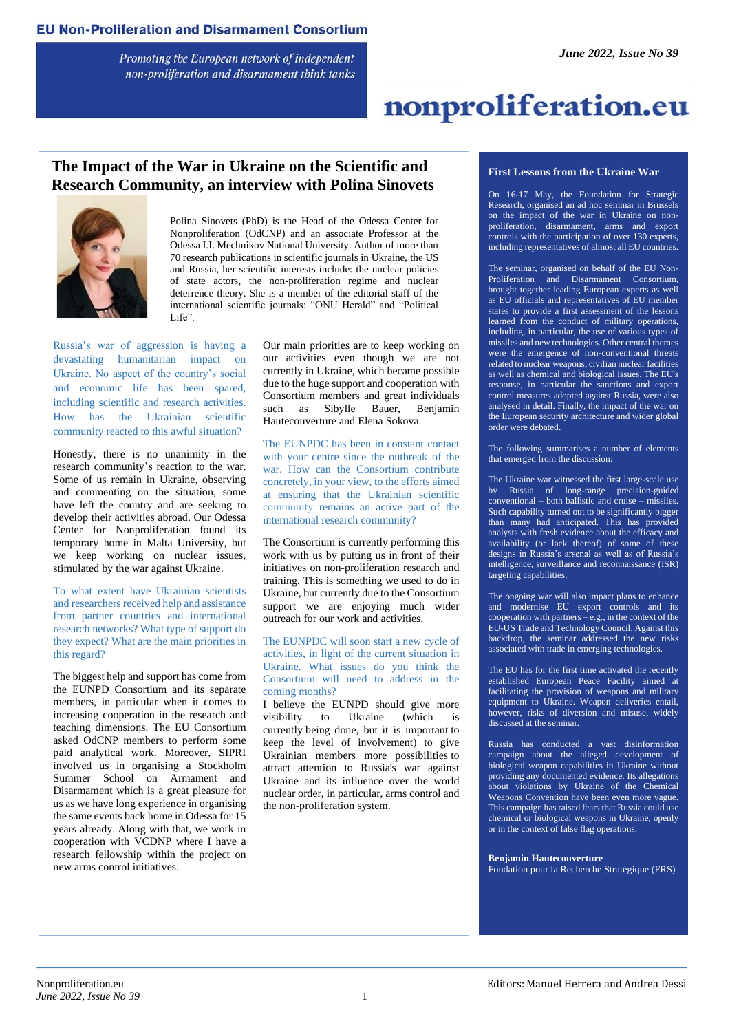# EU Non-Proliferation and Disarmament Consortium

*Promoting the European network of independent non-proliferation and disarmament think tanks*

*June 2022, Issue No 39*

**nonproliferation.eu**

## The Impact of the War in Ukraine on the Scientific and Research Community, an interview with Polina Sinovets

Polina Sinovets (PhD) is the Head of the Odessa Center for Nonproliferation (OdCNP) and an associate Professor at the Odessa I.I. Mechnikov National University. Author of more than 70 research publications in scientific journals in Ukraine, the US and Russia, her scientific interests include: the nuclear policies of state actors, the non-proliferation regime and nuclear deterrence theory. She is a member of the editorial staff of the international scientific journals: "ONU Herald" and "Political Life".

Russia's war of aggression is having a devastating humanitarian impact on Ukraine. No aspect of the country's social and economic life has been spared, including scientific and research activities. How has the Ukrainian scientific community reacted to this awful situation?

Honestly, there is no unanimity in the research community's reaction to the war. Some of us remain in Ukraine, observing and commenting on the situation, some have left the country and are seeking to develop their activities abroad. Our Odessa Center for Nonproliferation found its temporary home in Malta University, but we keep working on nuclear issues, stimulated by the war against Ukraine.

To what extent have Ukrainian scientists and researchers received help and assistance from partner countries and international research networks? What type of support do they expect? What are the main priorities in this regard?

The biggest help and support has come from the EUNPD Consortium and its separate members, in particular when it comes to increasing cooperation in the research and teaching dimensions. The EU Consortium asked OdCNP members to perform some paid analytical work. Moreover, SIPRI involved us in organising a Stockholm Summer School on Armament and Disarmament which is a great pleasure for us as we have long experience in organising the same events back home in Odessa for 15 years already. Along with that, we work in cooperation with VCDNP where I have a research fellowship within the project on new arms control initiatives.

Our main priorities are to keep working on our activities even though we are not currently in Ukraine, which became possible due to the huge support and cooperation with Consortium members and great individuals such as Sibylle Bauer, Benjamin Hautecouverture and Elena Sokova.

The EUNPDC has been in constant contact with your centre since the outbreak of the war. How can the Consortium contribute concretely, in your view, to the efforts aimed at ensuring that the Ukrainian scientific community remains an active part of the international research community?

The Consortium is currently performing this work with us by putting us in front of their initiatives on non-proliferation research and training. This is something we used to do in Ukraine, but currently due to the Consortium support we are enjoying much wider outreach for our work and activities.

The EUNPDC will soon start a new cycle of activities, in light of the current situation in Ukraine. What issues do you think the Consortium will need to address in the coming months?

I believe the EUNPD should give more visibility to Ukraine (which is currently being done, but it is important to keep the level of involvement) to give Ukrainian members more possibilities to attract attention to Russia's war against Ukraine and its influence over the world nuclear order, in particular, arms control and the non-proliferation system.

## First Lessons from the Ukraine War

On 16-17 May, the Foundation for Strategic Research, organised an ad hoc seminar in Brussels on the impact of the war in Ukraine on non-proliferation, disarmament, arms and export controls with the participation of over 130 experts, including representatives of almost all EU countries.

The seminar, organised on behalf of the EU Non-Proliferation and Disarmament Consortium, brought together leading European experts as well as EU officials and representatives of EU member states to provide a first assessment of the lessons learned from the conduct of military operations, including, in particular, the use of various types of missiles and new technologies. Other central themes were the emergence of non-conventional threats related to nuclear weapons, civilian nuclear facilities as well as chemical and biological issues. The EU's response, in particular the sanctions and export control measures adopted against Russia, were also analysed in detail. Finally, the impact of the war on the European security architecture and wider global order were debated.

The following summarises a number of elements that emerged from the discussion:

The Ukraine war witnessed the first large-scale use by Russia of long-range precision-guided conventional – both ballistic and cruise – missiles. Such capability turned out to be significantly bigger than many had anticipated. This has provided analysts with fresh evidence about the efficacy and availability (or lack thereof) of some of these designs in Russia's arsenal as well as of Russia's intelligence, surveillance and reconnaissance (ISR) targeting capabilities.

The ongoing war will also impact plans to enhance and modernise EU export controls and its cooperation with partners – e.g., in the context of the EU-US Trade and Technology Council. Against this backdrop, the seminar addressed the new risks associated with trade in emerging technologies.

The EU has for the first time activated the recently established European Peace Facility aimed at facilitating the provision of weapons and military equipment to Ukraine. Weapon deliveries entail, however, risks of diversion and misuse, widely discussed at the seminar.

Russia has conducted a vast disinformation campaign about the alleged development of biological weapon capabilities in Ukraine without providing any documented evidence. Its allegations about violations by Ukraine of the Chemical Weapons Convention have been even more vague. This campaign has raised fears that Russia could use chemical or biological weapons in Ukraine, openly or in the context of false flag operations.

**Benjamin Hautecouverture**
Fondation pour la Recherche Stratégique (FRS)

Editors: Manuel Herrera and Andrea Dessì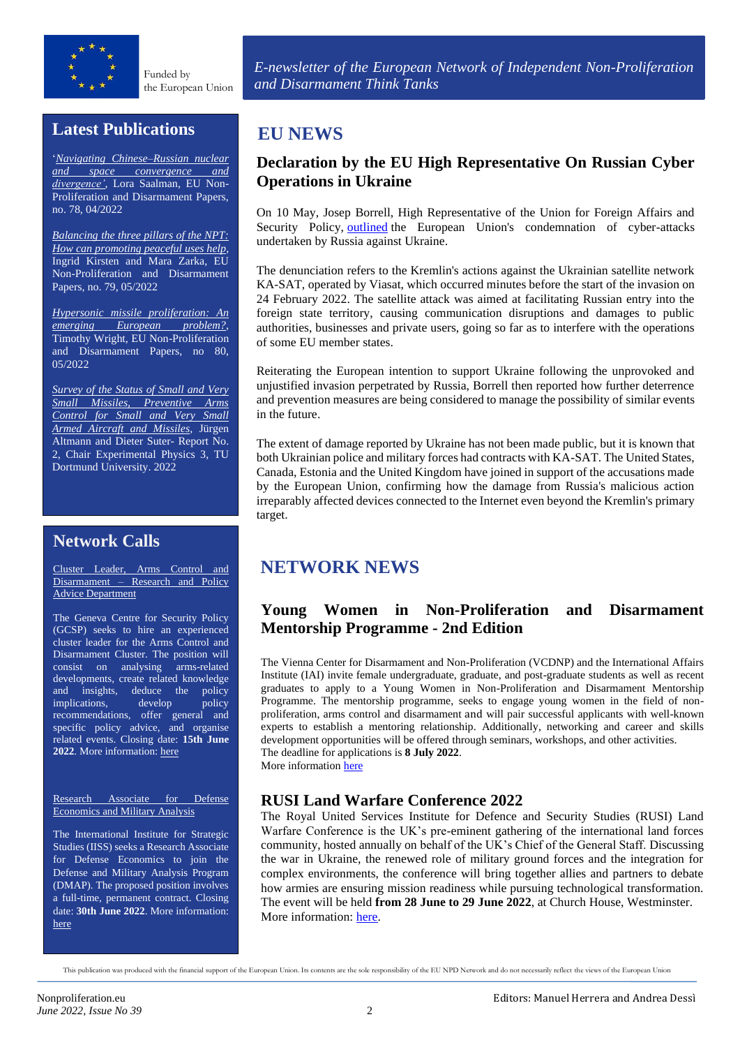Funded by the European Union

*E-newsletter of the European Network of Independent Non-Proliferation and Disarmament Think Tanks*

# EU NEWS

## Declaration by the EU High Representative On Russian Cyber Operations in Ukraine

On 10 May, Josep Borrell, High Representative of the Union for Foreign Affairs and Security Policy, outlined the European Union's condemnation of cyber-attacks undertaken by Russia against Ukraine.

The denunciation refers to the Kremlin's actions against the Ukrainian satellite network KA-SAT, operated by Viasat, which occurred minutes before the start of the invasion on 24 February 2022. The satellite attack was aimed at facilitating Russian entry into the foreign state territory, causing communication disruptions and damages to public authorities, businesses and private users, going so far as to interfere with the operations of some EU member states.

Reiterating the European intention to support Ukraine following the unprovoked and unjustified invasion perpetrated by Russia, Borrell then reported how further deterrence and prevention measures are being considered to manage the possibility of similar events in the future.

The extent of damage reported by Ukraine has not been made public, but it is known that both Ukrainian police and military forces had contracts with KA-SAT. The United States, Canada, Estonia and the United Kingdom have joined in support of the accusations made by the European Union, confirming how the damage from Russia's malicious action irreparably affected devices connected to the Internet even beyond the Kremlin's primary target.

# NETWORK NEWS

## Young Women in Non-Proliferation and Disarmament Mentorship Programme - 2nd Edition

The Vienna Center for Disarmament and Non-Proliferation (VCDNP) and the International Affairs Institute (IAI) invite female undergraduate, graduate, and post-graduate students as well as recent graduates to apply to a Young Women in Non-Proliferation and Disarmament Mentorship Programme. The mentorship programme, seeks to engage young women in the field of non-proliferation, arms control and disarmament and will pair successful applicants with well-known experts to establish a mentoring relationship. Additionally, networking and career and skills development opportunities will be offered through seminars, workshops, and other activities.
The deadline for applications is **8 July 2022**.
More information here

## RUSI Land Warfare Conference 2022

The Royal United Services Institute for Defence and Security Studies (RUSI) Land Warfare Conference is the UK's pre-eminent gathering of the international land forces community, hosted annually on behalf of the UK's Chief of the General Staff. Discussing the war in Ukraine, the renewed role of military ground forces and the integration for complex environments, the conference will bring together allies and partners to debate how armies are ensuring mission readiness while pursuing technological transformation. The event will be held **from 28 June to 29 June 2022**, at Church House, Westminster. More information: here.

## Latest Publications

'*Navigating Chinese–Russian nuclear and space convergence and divergence'*, Lora Saalman, EU Non-Proliferation and Disarmament Papers, no. 78, 04/2022

*Balancing the three pillars of the NPT: How can promoting peaceful uses help*, Ingrid Kirsten and Mara Zarka, EU Non-Proliferation and Disarmament Papers, no. 79, 05/2022

*Hypersonic missile proliferation: An emerging European problem?*, Timothy Wright, EU Non-Proliferation and Disarmament Papers, no 80, 05/2022

*Survey of the Status of Small and Very Small Missiles, Preventive Arms Control for Small and Very Small Armed Aircraft and Missiles*, Jürgen Altmann and Dieter Suter- Report No. 2, Chair Experimental Physics 3, TU Dortmund University. 2022

## Network Calls

Cluster Leader, Arms Control and Disarmament – Research and Policy Advice Department

The Geneva Centre for Security Policy (GCSP) seeks to hire an experienced cluster leader for the Arms Control and Disarmament Cluster. The position will consist on analysing arms-related developments, create related knowledge and insights, deduce the policy implications, develop policy recommendations, offer general and specific policy advice, and organise related events. Closing date: **15th June 2022**. More information: here

Research Associate for Defense Economics and Military Analysis

The International Institute for Strategic Studies (IISS) seeks a Research Associate for Defense Economics to join the Defense and Military Analysis Program (DMAP). The proposed position involves a full-time, permanent contract. Closing date: **30th June 2022**. More information: here

This publication was produced with the financial support of the European Union. Its contents are the sole responsibility of the EU NPD Network and do not necessarily reflect the views of the European Union

Editors: Manuel Herrera and Andrea Dessì